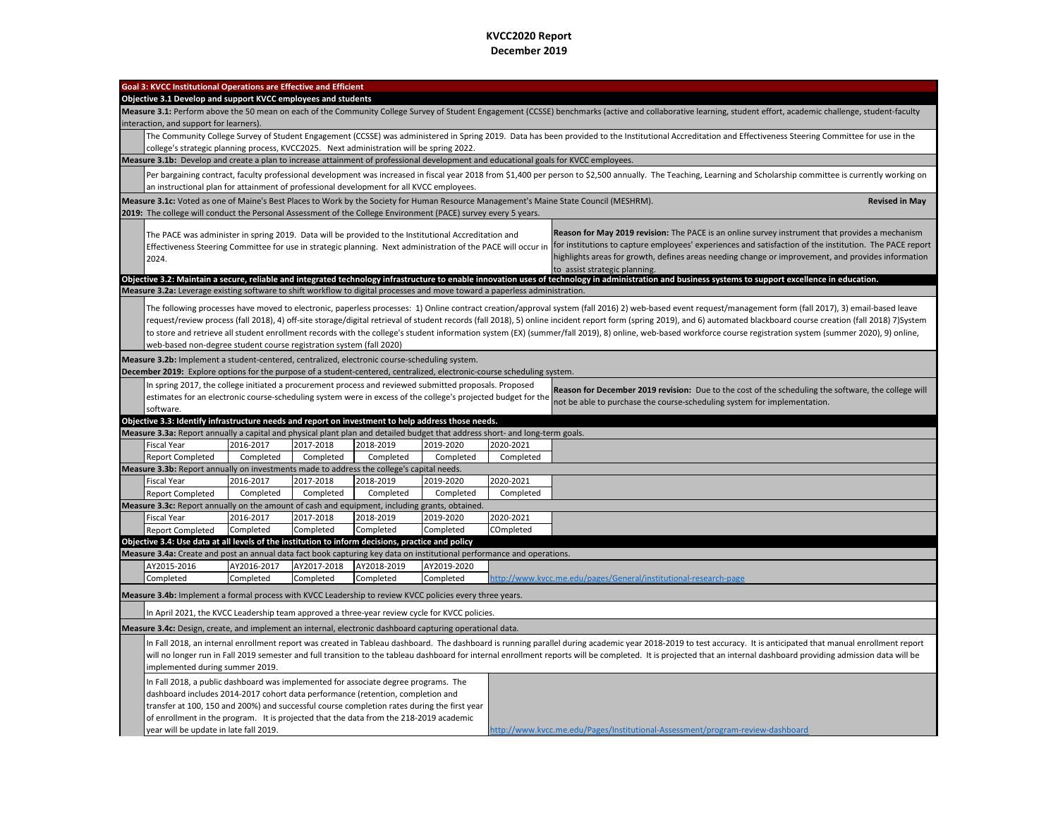# KVCC2020 Report
## December 2019

## Goal 3: KVCC Institutional Operations are Effective and Efficient

### Objective 3.1 Develop and support KVCC employees and students

**Measure 3.1:** Perform above the 50 mean on each of the Community College Survey of Student Engagement (CCSSE) benchmarks (active and collaborative learning, student effort, academic challenge, student-faculty interaction, and support for learners).

The Community College Survey of Student Engagement (CCSSE) was administered in Spring 2019. Data has been provided to the Institutional Accreditation and Effectiveness Steering Committee for use in the college's strategic planning process, KVCC2025. Next administration will be spring 2022.

**Measure 3.1b:** Develop and create a plan to increase attainment of professional development and educational goals for KVCC employees.

Per bargaining contract, faculty professional development was increased in fiscal year 2018 from $1,400 per person to $2,500 annually. The Teaching, Learning and Scholarship committee is currently working on an instructional plan for attainment of professional development for all KVCC employees.

**Measure 3.1c:** Voted as one of Maine's Best Places to Work by the Society for Human Resource Management's Maine State Council (MESHRM). **Revised in May 2019:** The college will conduct the Personal Assessment of the College Environment (PACE) survey every 5 years.

The PACE was administer in spring 2019. Data will be provided to the Institutional Accreditation and Effectiveness Steering Committee for use in strategic planning. Next administration of the PACE will occur in 2024.

**Reason for May 2019 revision:** The PACE is an online survey instrument that provides a mechanism for institutions to capture employees' experiences and satisfaction of the institution. The PACE report highlights areas for growth, defines areas needing change or improvement, and provides information to assist strategic planning.

### Objective 3.2: Maintain a secure, reliable and integrated technology infrastructure to enable innovation uses of technology in administration and business systems to support excellence in education.

**Measure 3.2a:** Leverage existing software to shift workflow to digital processes and move toward a paperless administration.

The following processes have moved to electronic, paperless processes: 1) Online contract creation/approval system (fall 2016) 2) web-based event request/management form (fall 2017), 3) email-based leave request/review process (fall 2018), 4) off-site storage/digital retrieval of student records (fall 2018), 5) online incident report form (spring 2019), and 6) automated blackboard course creation (fall 2018) 7)System to store and retrieve all student enrollment records with the college's student information system (EX) (summer/fall 2019), 8) online, web-based workforce course registration system (summer 2020), 9) online, web-based non-degree student course registration system (fall 2020)

**Measure 3.2b:** Implement a student-centered, centralized, electronic course-scheduling system.
**December 2019:** Explore options for the purpose of a student-centered, centralized, electronic-course scheduling system.

In spring 2017, the college initiated a procurement process and reviewed submitted proposals. Proposed estimates for an electronic course-scheduling system were in excess of the college's projected budget for the software.

**Reason for December 2019 revision:** Due to the cost of the scheduling the software, the college will not be able to purchase the course-scheduling system for implementation.

### Objective 3.3: Identify infrastructure needs and report on investment to help address those needs.

**Measure 3.3a:** Report annually a capital and physical plant plan and detailed budget that address short- and long-term goals.

| Fiscal Year | 2016-2017 | 2017-2018 | 2018-2019 | 2019-2020 | 2020-2021 |
|---|---|---|---|---|---|
| Report Completed | Completed | Completed | Completed | Completed | Completed |

**Measure 3.3b:** Report annually on investments made to address the college's capital needs.

| Fiscal Year | 2016-2017 | 2017-2018 | 2018-2019 | 2019-2020 | 2020-2021 |
|---|---|---|---|---|---|
| Report Completed | Completed | Completed | Completed | Completed | Completed |

**Measure 3.3c:** Report annually on the amount of cash and equipment, including grants, obtained.

| Fiscal Year | 2016-2017 | 2017-2018 | 2018-2019 | 2019-2020 | 2020-2021 |
|---|---|---|---|---|---|
| Report Completed | Completed | Completed | Completed | Completed | COmpleted |

### Objective 3.4: Use data at all levels of the institution to inform decisions, practice and policy

**Measure 3.4a:** Create and post an annual data fact book capturing key data on institutional performance and operations.

| AY2015-2016 | AY2016-2017 | AY2017-2018 | AY2018-2019 | AY2019-2020 |
|---|---|---|---|---|
| Completed | Completed | Completed | Completed | Completed |

http://www.kvcc.me.edu/pages/General/institutional-research-page

**Measure 3.4b:** Implement a formal process with KVCC Leadership to review KVCC policies every three years.

In April 2021, the KVCC Leadership team approved a three-year review cycle for KVCC policies.

**Measure 3.4c:** Design, create, and implement an internal, electronic dashboard capturing operational data.

In Fall 2018, an internal enrollment report was created in Tableau dashboard. The dashboard is running parallel during academic year 2018-2019 to test accuracy. It is anticipated that manual enrollment report will no longer run in Fall 2019 semester and full transition to the tableau dashboard for internal enrollment reports will be completed. It is projected that an internal dashboard providing admission data will be implemented during summer 2019.

In Fall 2018, a public dashboard was implemented for associate degree programs. The dashboard includes 2014-2017 cohort data performance (retention, completion and transfer at 100, 150 and 200%) and successful course completion rates during the first year of enrollment in the program. It is projected that the data from the 218-2019 academic year will be update in late fall 2019.

http://www.kvcc.me.edu/Pages/Institutional-Assessment/program-review-dashboard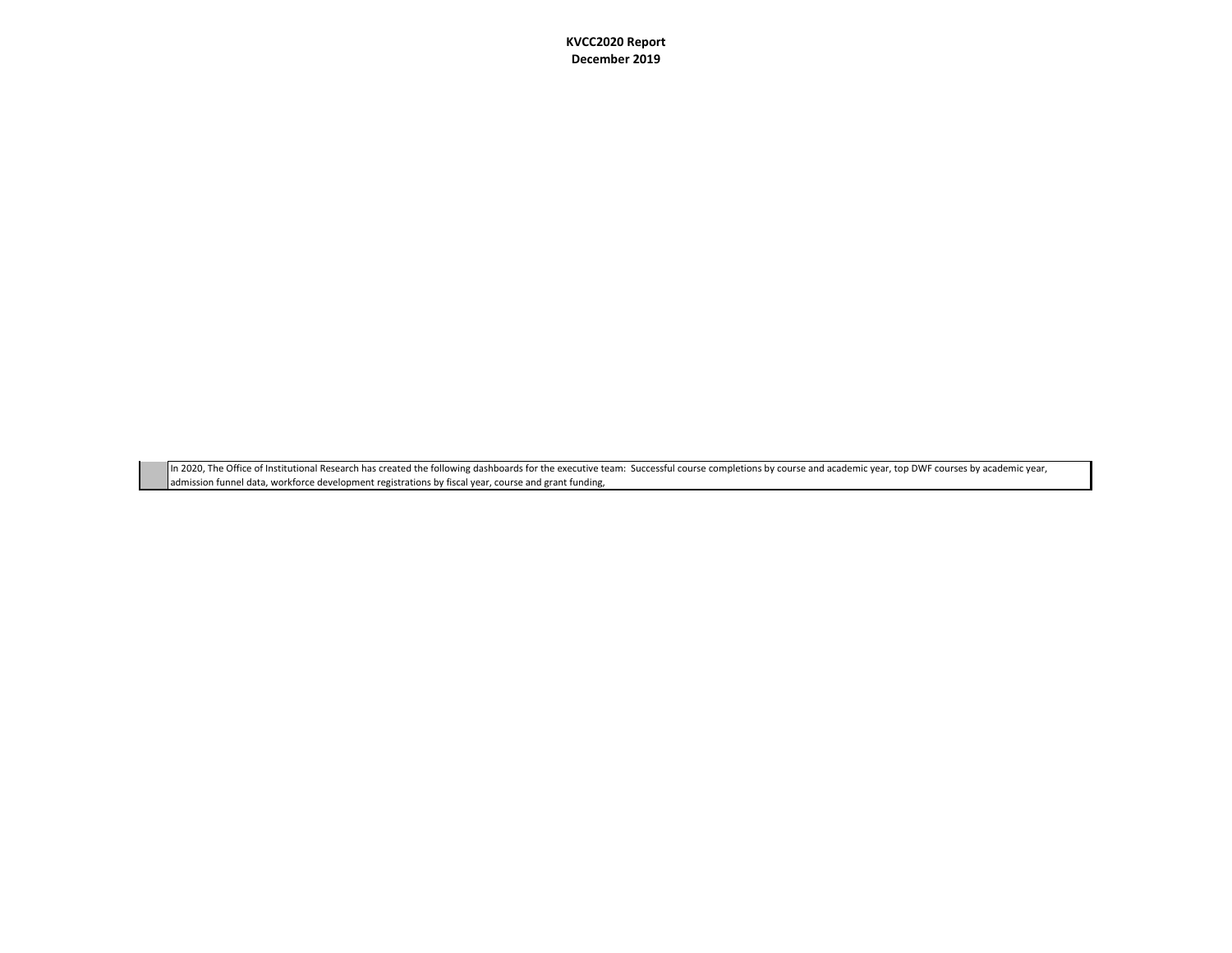**KVCC2020 Report**
**December 2019**

In 2020, The Office of Institutional Research has created the following dashboards for the executive team: Successful course completions by course and academic year, top DWF courses by academic year, admission funnel data, workforce development registrations by fiscal year, course and grant funding,